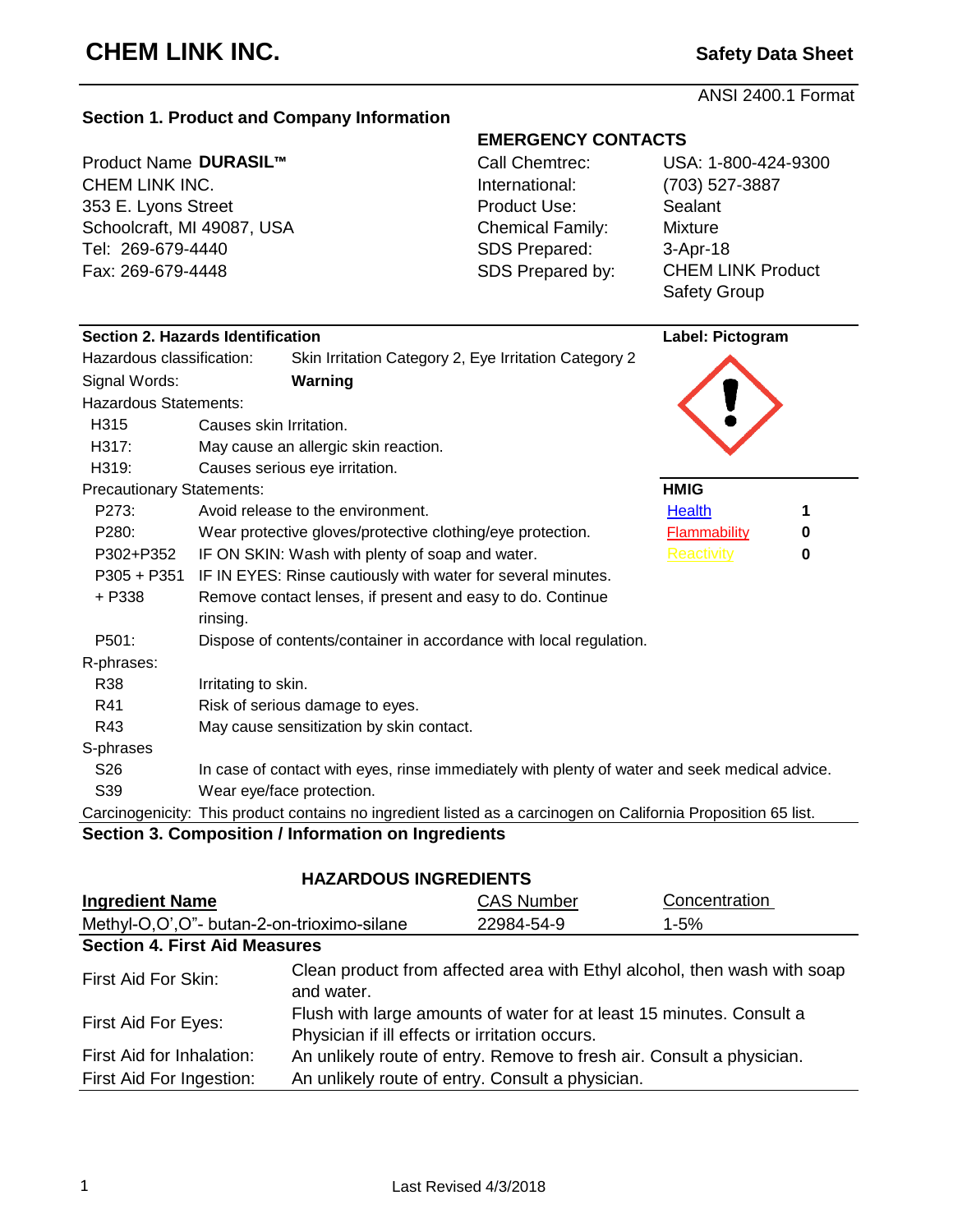# CHEM LINK INC.

**Safety Data Sheet**

ANSI 2400.1 Format

## Section 1. Product and Company Information

Product Name **DURASIL™**
CHEM LINK INC.
353 E. Lyons Street
Schoolcraft, MI 49087, USA
Tel: 269-679-4440
Fax: 269-679-4448

**EMERGENCY CONTACTS**

| | |
|---|---|
| Call Chemtrec: | USA: 1-800-424-9300 |
| International: | (703) 527-3887 |
| Product Use: | Sealant |
| Chemical Family: | Mixture |
| SDS Prepared: | 3-Apr-18 |
| SDS Prepared by: | CHEM LINK Product Safety Group |

## Section 2. Hazards Identification

**Label: Pictogram**

Hazardous classification: Skin Irritation Category 2, Eye Irritation Category 2

Signal Words: **Warning**

Hazardous Statements:

| | |
|---|---|
| H315 | Causes skin Irritation. |
| H317: | May cause an allergic skin reaction. |
| H319: | Causes serious eye irritation. |

Precautionary Statements:

| | |
|---|---|
| P273: | Avoid release to the environment. |
| P280: | Wear protective gloves/protective clothing/eye protection. |
| P302+P352 | IF ON SKIN: Wash with plenty of soap and water. |
| P305 + P351 + P338 | IF IN EYES: Rinse cautiously with water for several minutes. Remove contact lenses, if present and easy to do. Continue rinsing. |
| P501: | Dispose of contents/container in accordance with local regulation. |

**HMIG**

| | |
|---|---|
| Health | 1 |
| Flammability | 0 |
| Reactivity | 0 |

R-phrases:

| | |
|---|---|
| R38 | Irritating to skin. |
| R41 | Risk of serious damage to eyes. |
| R43 | May cause sensitization by skin contact. |

S-phrases

| | |
|---|---|
| S26 | In case of contact with eyes, rinse immediately with plenty of water and seek medical advice. |
| S39 | Wear eye/face protection. |

Carcinogenicity: This product contains no ingredient listed as a carcinogen on California Proposition 65 list.

## Section 3. Composition / Information on Ingredients

**HAZARDOUS INGREDIENTS**

| Ingredient Name | CAS Number | Concentration |
|---|---|---|
| Methyl-O,O',O"- butan-2-on-trioximo-silane | 22984-54-9 | 1-5% |

## Section 4. First Aid Measures

| | |
|---|---|
| First Aid For Skin: | Clean product from affected area with Ethyl alcohol, then wash with soap and water. |
| First Aid For Eyes: | Flush with large amounts of water for at least 15 minutes. Consult a Physician if ill effects or irritation occurs. |
| First Aid for Inhalation: | An unlikely route of entry. Remove to fresh air. Consult a physician. |
| First Aid For Ingestion: | An unlikely route of entry. Consult a physician. |

Last Revised 4/3/2018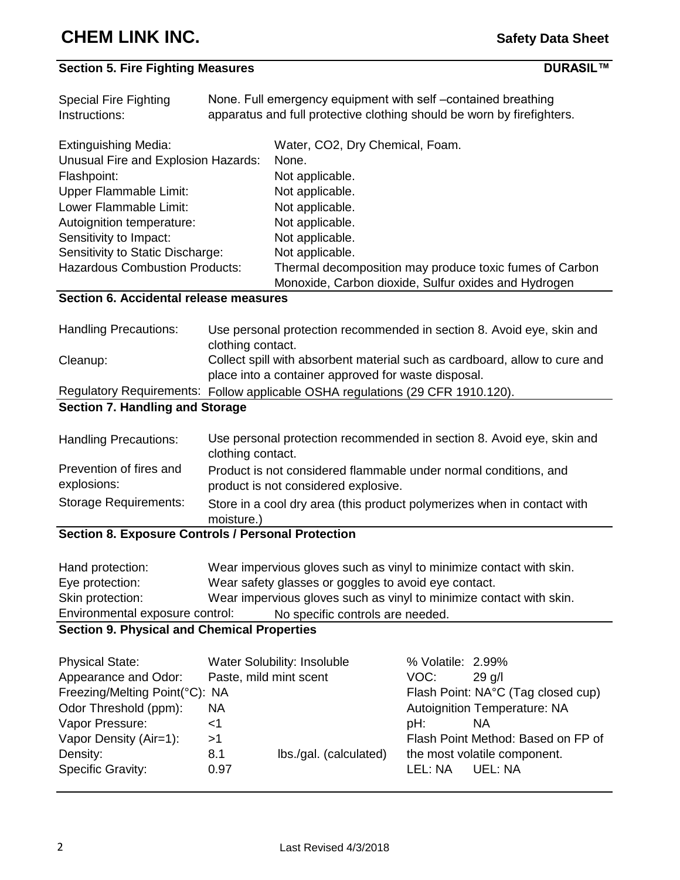## Section 5. Fire Fighting Measures

| | |
|---|---|
| Special Fire Fighting Instructions: | None. Full emergency equipment with self –contained breathing apparatus and full protective clothing should be worn by firefighters. |
| Extinguishing Media: | Water, CO2, Dry Chemical, Foam. |
| Unusual Fire and Explosion Hazards: | None. |
| Flashpoint: | Not applicable. |
| Upper Flammable Limit: | Not applicable. |
| Lower Flammable Limit: | Not applicable. |
| Autoignition temperature: | Not applicable. |
| Sensitivity to Impact: | Not applicable. |
| Sensitivity to Static Discharge: | Not applicable. |
| Hazardous Combustion Products: | Thermal decomposition may produce toxic fumes of Carbon Monoxide, Carbon dioxide, Sulfur oxides and Hydrogen |

## Section 6. Accidental release measures

| | |
|---|---|
| Handling Precautions: | Use personal protection recommended in section 8. Avoid eye, skin and clothing contact. |
| Cleanup: | Collect spill with absorbent material such as cardboard, allow to cure and place into a container approved for waste disposal. |
| Regulatory Requirements: | Follow applicable OSHA regulations (29 CFR 1910.120). |

## Section 7. Handling and Storage

| | |
|---|---|
| Handling Precautions: | Use personal protection recommended in section 8. Avoid eye, skin and clothing contact. |
| Prevention of fires and explosions: | Product is not considered flammable under normal conditions, and product is not considered explosive. |
| Storage Requirements: | Store in a cool dry area (this product polymerizes when in contact with moisture.) |

## Section 8. Exposure Controls / Personal Protection

| | |
|---|---|
| Hand protection: | Wear impervious gloves such as vinyl to minimize contact with skin. |
| Eye protection: | Wear safety glasses or goggles to avoid eye contact. |
| Skin protection: | Wear impervious gloves such as vinyl to minimize contact with skin. |
| Environmental exposure control: | No specific controls are needed. |

## Section 9. Physical and Chemical Properties

| | | | |
|---|---|---|---|
| Physical State: | Water Solubility: Insoluble | | % Volatile: 2.99% |
| Appearance and Odor: | Paste, mild mint scent | | VOC: 29 g/l |
| Freezing/Melting Point(°C): | NA | | Flash Point: NA°C (Tag closed cup) |
| Odor Threshold (ppm): | NA | | Autoignition Temperature: NA |
| Vapor Pressure: | <1 | | pH: NA |
| Vapor Density (Air=1): | >1 | | Flash Point Method: Based on FP of |
| Density: | 8.1 | lbs./gal. (calculated) | the most volatile component. |
| Specific Gravity: | 0.97 | | LEL: NA UEL: NA |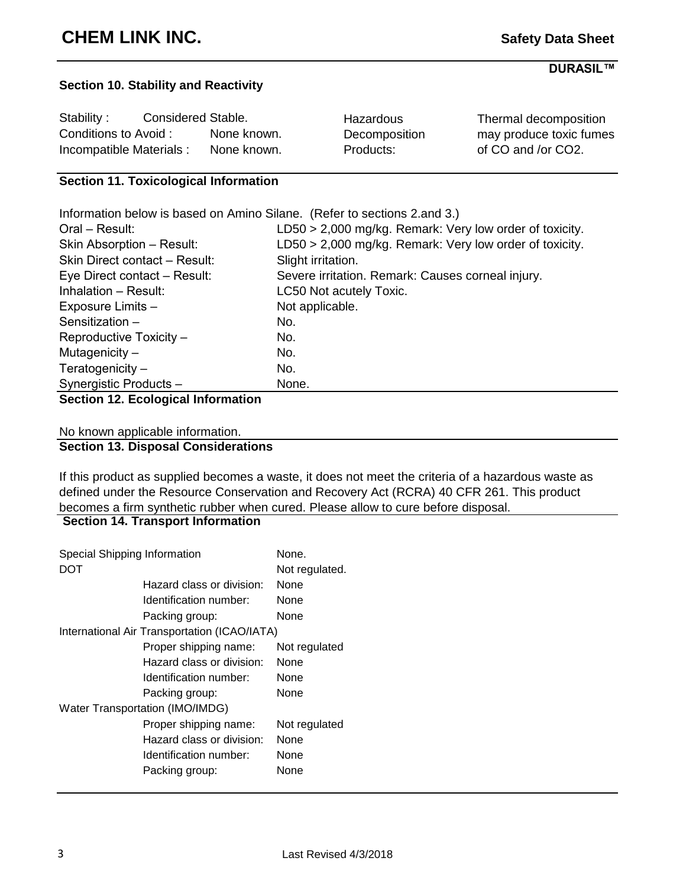DURASIL™

## Section 10. Stability and Reactivity

| | | | |
|---|---|---|---|
| Stability : | Considered Stable. | Hazardous Decomposition Products: | Thermal decomposition may produce toxic fumes of CO and /or $CO_2$. |
| Conditions to Avoid : | None known. | | |
| Incompatible Materials : | None known. | | |

## Section 11. Toxicological Information

Information below is based on Amino Silane. (Refer to sections 2.and 3.)

| | |
|---|---|
| Oral – Result: | LD50 > 2,000 mg/kg. Remark: Very low order of toxicity. |
| Skin Absorption – Result: | LD50 > 2,000 mg/kg. Remark: Very low order of toxicity. |
| Skin Direct contact – Result: | Slight irritation. |
| Eye Direct contact – Result: | Severe irritation. Remark: Causes corneal injury. |
| Inhalation – Result: | LC50 Not acutely Toxic. |
| Exposure Limits – | Not applicable. |
| Sensitization – | No. |
| Reproductive Toxicity – | No. |
| Mutagenicity – | No. |
| Teratogenicity – | No. |
| Synergistic Products – | None. |

## Section 12. Ecological Information

No known applicable information.

## Section 13. Disposal Considerations

If this product as supplied becomes a waste, it does not meet the criteria of a hazardous waste as defined under the Resource Conservation and Recovery Act (RCRA) 40 CFR 261. This product becomes a firm synthetic rubber when cured. Please allow to cure before disposal.

## Section 14. Transport Information

| | | |
|---|---|---|
| Special Shipping Information | | None. |
| DOT | | Not regulated. |
| | Hazard class or division: | None |
| | Identification number: | None |
| | Packing group: | None |
| International Air Transportation (ICAO/IATA) | | |
| | Proper shipping name: | Not regulated |
| | Hazard class or division: | None |
| | Identification number: | None |
| | Packing group: | None |
| Water Transportation (IMO/IMDG) | | |
| | Proper shipping name: | Not regulated |
| | Hazard class or division: | None |
| | Identification number: | None |
| | Packing group: | None |

Last Revised 4/3/2018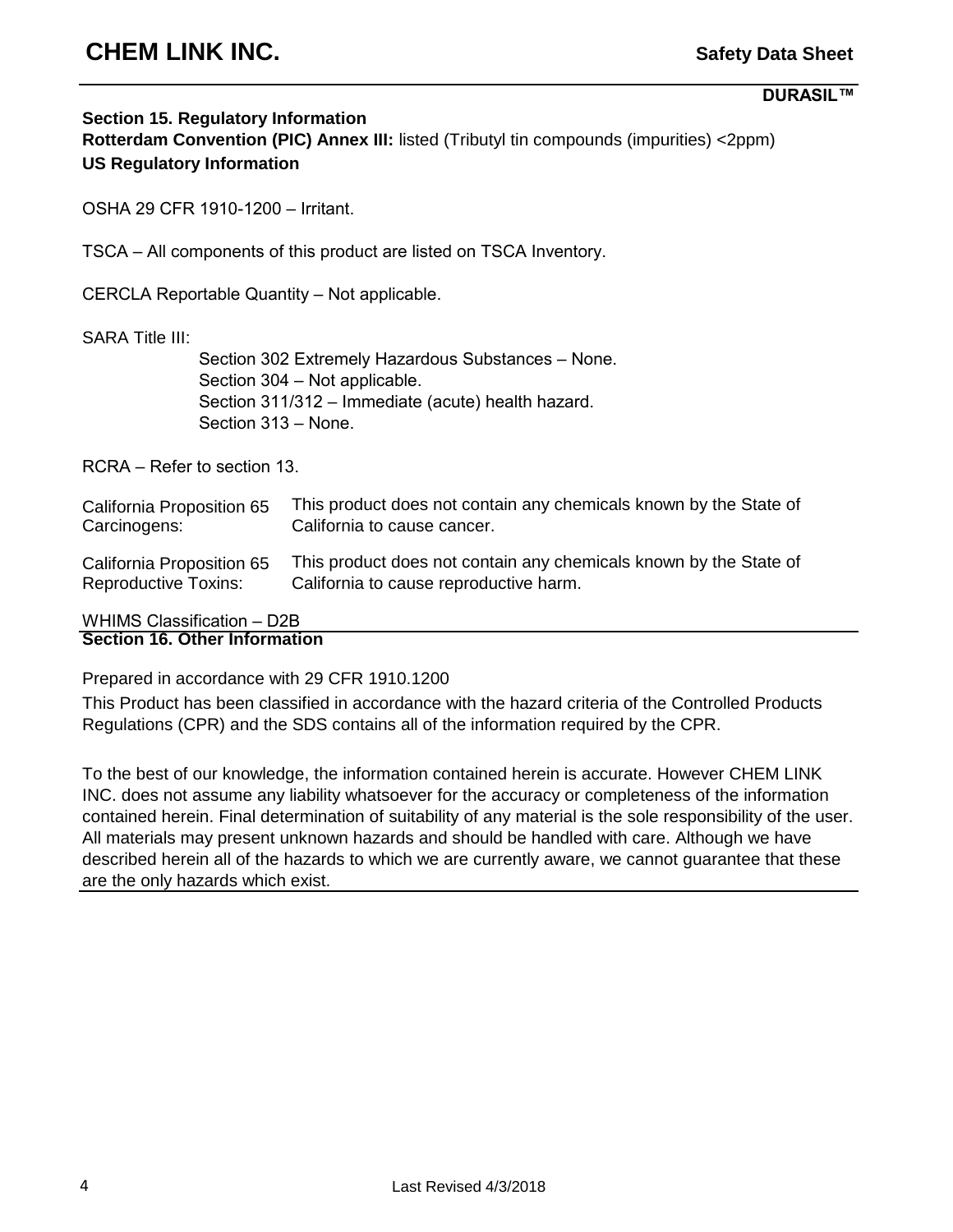## Section 15. Regulatory Information

**Rotterdam Convention (PIC) Annex III:** listed (Tributyl tin compounds (impurities) <2ppm)

**US Regulatory Information**

OSHA 29 CFR 1910-1200 – Irritant.

TSCA – All components of this product are listed on TSCA Inventory.

CERCLA Reportable Quantity – Not applicable.

SARA Title III:

Section 302 Extremely Hazardous Substances – None.
Section 304 – Not applicable.
Section 311/312 – Immediate (acute) health hazard.
Section 313 – None.

RCRA – Refer to section 13.

| | |
|---|---|
| California Proposition 65 Carcinogens: | This product does not contain any chemicals known by the State of California to cause cancer. |
| California Proposition 65 Reproductive Toxins: | This product does not contain any chemicals known by the State of California to cause reproductive harm. |

WHIMS Classification – D2B

## Section 16. Other Information

Prepared in accordance with 29 CFR 1910.1200

This Product has been classified in accordance with the hazard criteria of the Controlled Products Regulations (CPR) and the SDS contains all of the information required by the CPR.

To the best of our knowledge, the information contained herein is accurate. However CHEM LINK INC. does not assume any liability whatsoever for the accuracy or completeness of the information contained herein. Final determination of suitability of any material is the sole responsibility of the user. All materials may present unknown hazards and should be handled with care. Although we have described herein all of the hazards to which we are currently aware, we cannot guarantee that these are the only hazards which exist.